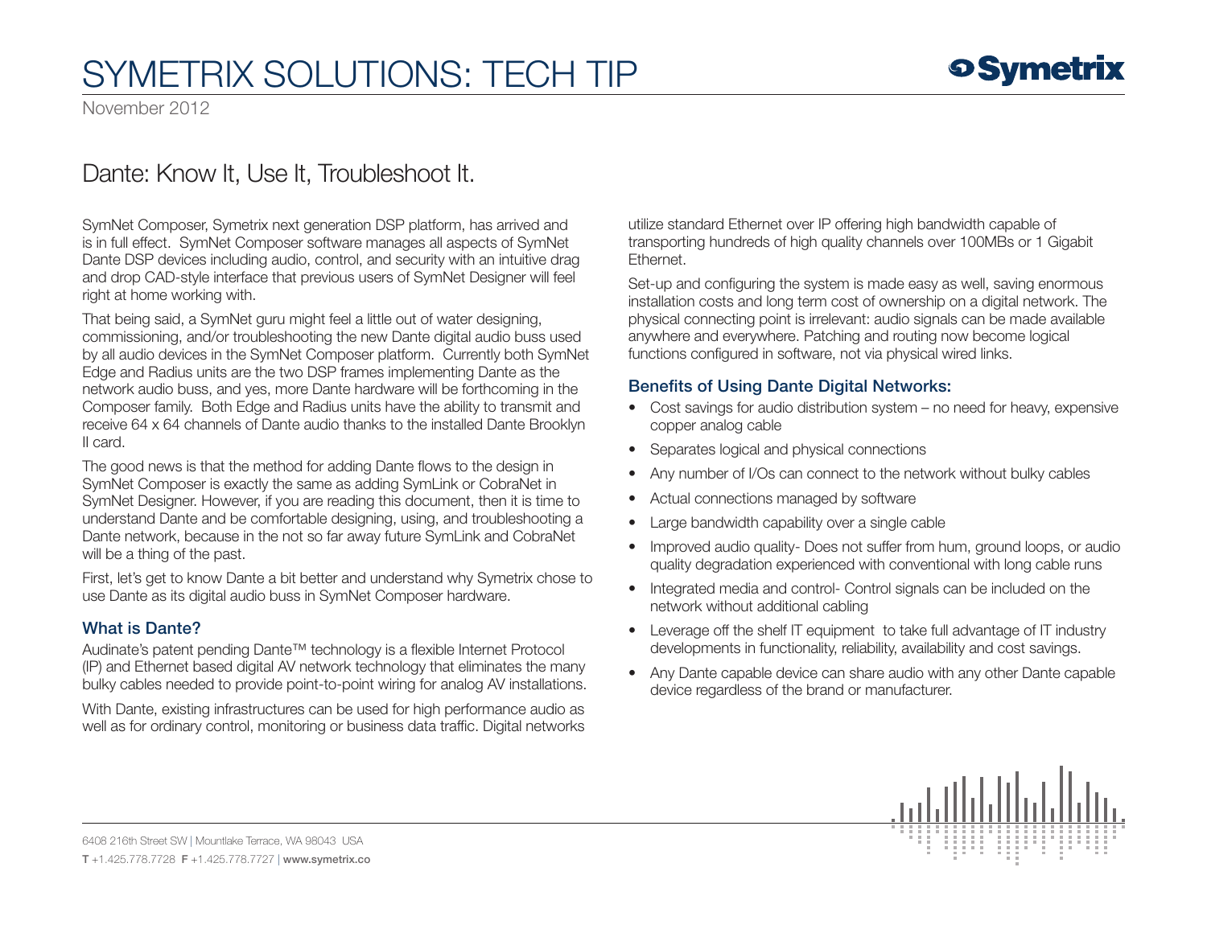# SYMETRIX SOLUTIONS: TECH TIP

November 2012

## Dante: Know It, Use It, Troubleshoot It.

SymNet Composer, Symetrix next generation DSP platform, has arrived and is in full effect. SymNet Composer software manages all aspects of SymNet Dante DSP devices including audio, control, and security with an intuitive drag and drop CAD-style interface that previous users of SymNet Designer will feel right at home working with.

That being said, a SymNet guru might feel a little out of water designing, commissioning, and/or troubleshooting the new Dante digital audio buss used by all audio devices in the SymNet Composer platform. Currently both SymNet Edge and Radius units are the two DSP frames implementing Dante as the network audio buss, and yes, more Dante hardware will be forthcoming in the Composer family. Both Edge and Radius units have the ability to transmit and receive 64 x 64 channels of Dante audio thanks to the installed Dante Brooklyn II card.

The good news is that the method for adding Dante flows to the design in SymNet Composer is exactly the same as adding SymLink or CobraNet in SymNet Designer. However, if you are reading this document, then it is time to understand Dante and be comfortable designing, using, and troubleshooting a Dante network, because in the not so far away future SymLink and CobraNet will be a thing of the past.

First, let's get to know Dante a bit better and understand why Symetrix chose to use Dante as its digital audio buss in SymNet Composer hardware.

### What is Dante?

Audinate's patent pending Dante™ technology is a flexible Internet Protocol (IP) and Ethernet based digital AV network technology that eliminates the many bulky cables needed to provide point-to-point wiring for analog AV installations.

With Dante, existing infrastructures can be used for high performance audio as well as for ordinary control, monitoring or business data traffic. Digital networks utilize standard Ethernet over IP offering high bandwidth capable of transporting hundreds of high quality channels over 100MBs or 1 Gigabit Ethernet.

Set-up and configuring the system is made easy as well, saving enormous installation costs and long term cost of ownership on a digital network. The physical connecting point is irrelevant: audio signals can be made available anywhere and everywhere. Patching and routing now become logical functions configured in software, not via physical wired links.

### Benefits of Using Dante Digital Networks:

- Cost savings for audio distribution system – no need for heavy, expensive copper analog cable
- Separates logical and physical connections
- Any number of I/Os can connect to the network without bulky cables
- Actual connections managed by software
- Large bandwidth capability over a single cable
- Improved audio quality- Does not suffer from hum, ground loops, or audio quality degradation experienced with conventional with long cable runs
- Integrated media and control- Control signals can be included on the network without additional cabling
- Leverage off the shelf IT equipment to take full advantage of IT industry developments in functionality, reliability, availability and cost savings.
- Any Dante capable device can share audio with any other Dante capable device regardless of the brand or manufacturer.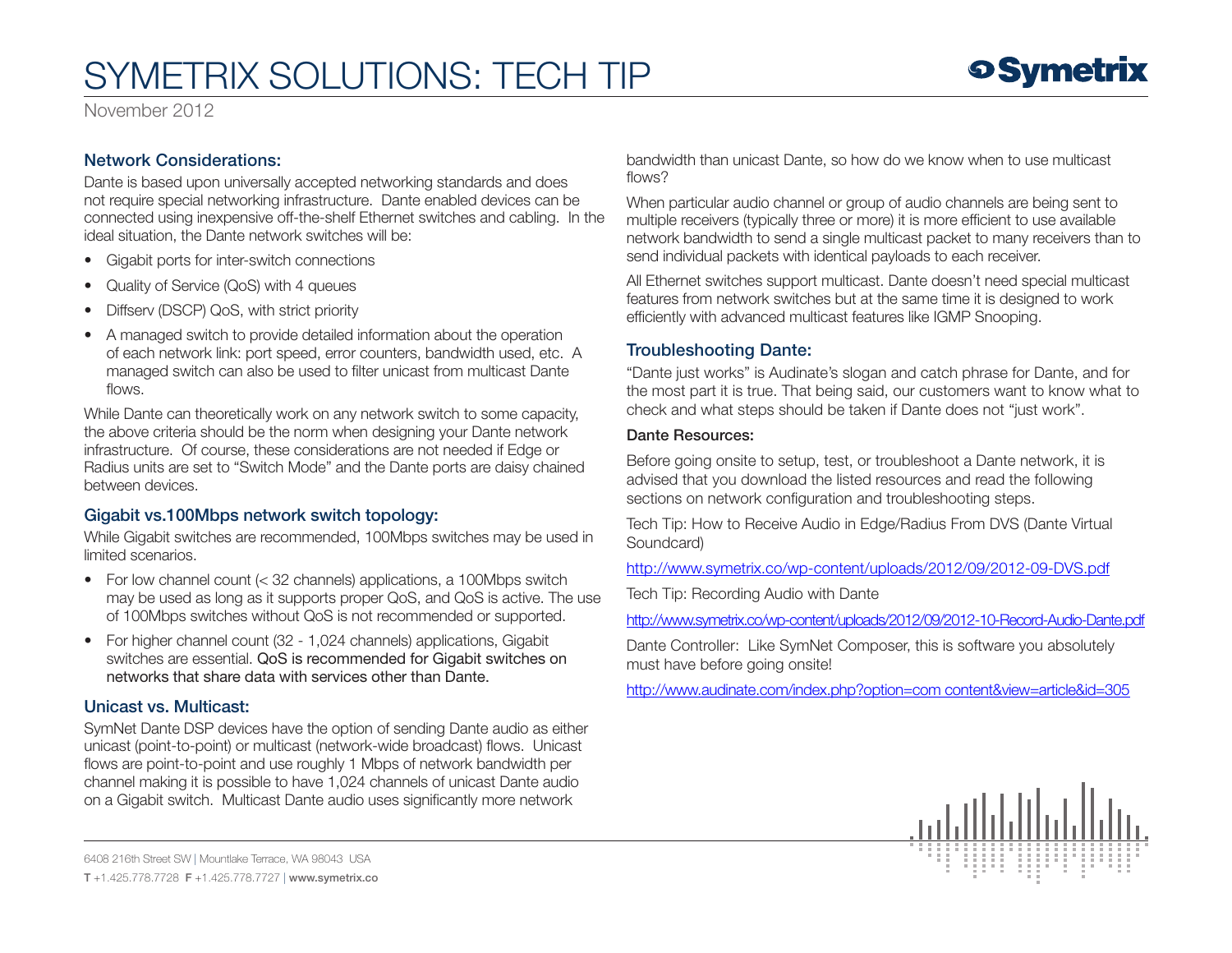## Network Considerations:

Dante is based upon universally accepted networking standards and does not require special networking infrastructure. Dante enabled devices can be connected using inexpensive off-the-shelf Ethernet switches and cabling. In the ideal situation, the Dante network switches will be:

- Gigabit ports for inter-switch connections
- Quality of Service (QoS) with 4 queues
- Diffserv (DSCP) QoS, with strict priority
- A managed switch to provide detailed information about the operation of each network link: port speed, error counters, bandwidth used, etc. A managed switch can also be used to filter unicast from multicast Dante flows.

While Dante can theoretically work on any network switch to some capacity, the above criteria should be the norm when designing your Dante network infrastructure. Of course, these considerations are not needed if Edge or Radius units are set to "Switch Mode" and the Dante ports are daisy chained between devices.

## Gigabit vs.100Mbps network switch topology:

While Gigabit switches are recommended, 100Mbps switches may be used in limited scenarios.

- For low channel count (< 32 channels) applications, a 100Mbps switch may be used as long as it supports proper QoS, and QoS is active. The use of 100Mbps switches without QoS is not recommended or supported.
- For higher channel count (32 - 1,024 channels) applications, Gigabit switches are essential. QoS is recommended for Gigabit switches on networks that share data with services other than Dante.

## Unicast vs. Multicast:

SymNet Dante DSP devices have the option of sending Dante audio as either unicast (point-to-point) or multicast (network-wide broadcast) flows. Unicast flows are point-to-point and use roughly 1 Mbps of network bandwidth per channel making it is possible to have 1,024 channels of unicast Dante audio on a Gigabit switch. Multicast Dante audio uses significantly more network bandwidth than unicast Dante, so how do we know when to use multicast flows?

When particular audio channel or group of audio channels are being sent to multiple receivers (typically three or more) it is more efficient to use available network bandwidth to send a single multicast packet to many receivers than to send individual packets with identical payloads to each receiver.

All Ethernet switches support multicast. Dante doesn't need special multicast features from network switches but at the same time it is designed to work efficiently with advanced multicast features like IGMP Snooping.

## Troubleshooting Dante:

"Dante just works" is Audinate's slogan and catch phrase for Dante, and for the most part it is true. That being said, our customers want to know what to check and what steps should be taken if Dante does not "just work".

### Dante Resources:

Before going onsite to setup, test, or troubleshoot a Dante network, it is advised that you download the listed resources and read the following sections on network configuration and troubleshooting steps.

Tech Tip: How to Receive Audio in Edge/Radius From DVS (Dante Virtual Soundcard)

http://www.symetrix.co/wp-content/uploads/2012/09/2012-09-DVS.pdf

Tech Tip: Recording Audio with Dante

http://www.symetrix.co/wp-content/uploads/2012/09/2012-10-Record-Audio-Dante.pdf

Dante Controller: Like SymNet Composer, this is software you absolutely must have before going onsite!

http://www.audinate.com/index.php?option=com content&view=article&id=305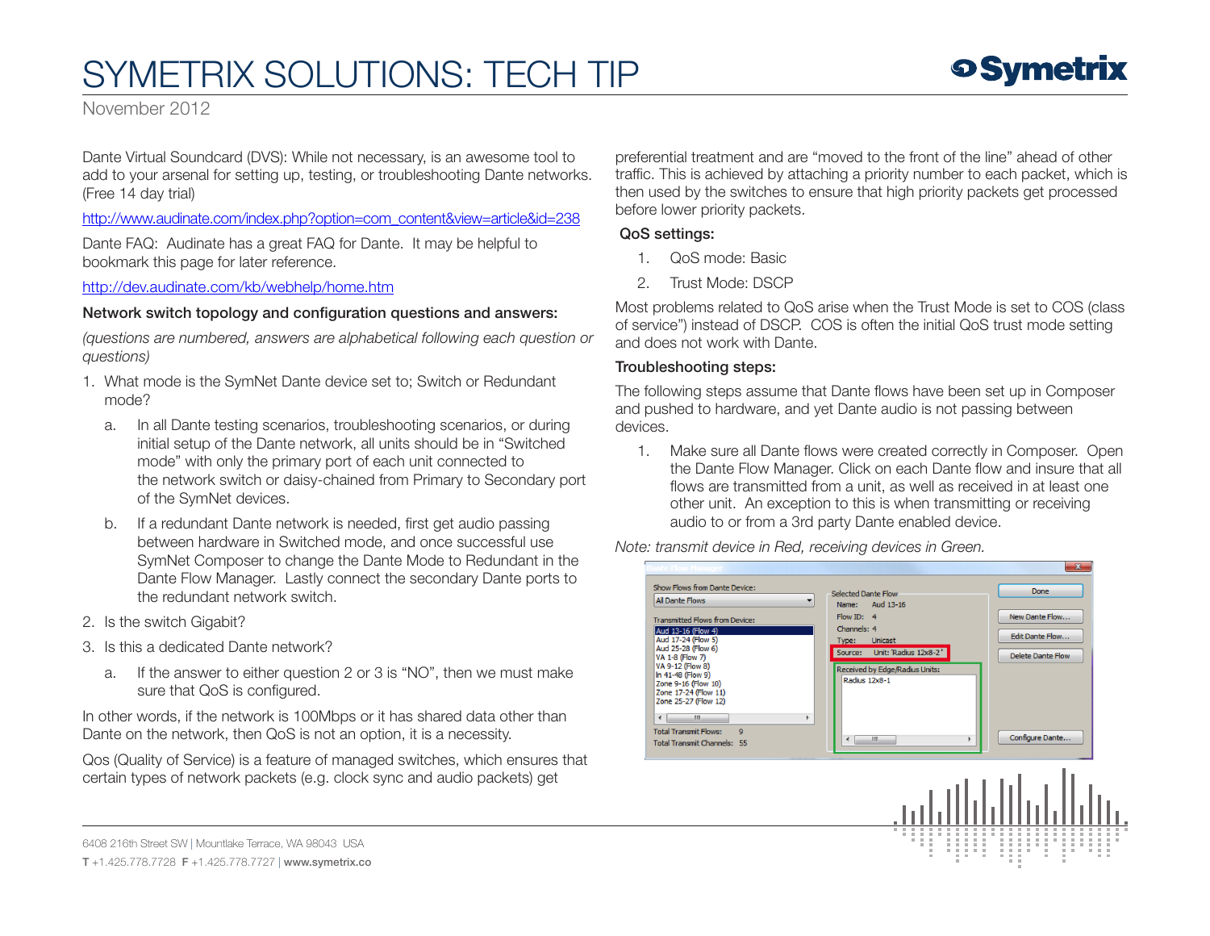Dante Virtual Soundcard (DVS): While not necessary, is an awesome tool to add to your arsenal for setting up, testing, or troubleshooting Dante networks. (Free 14 day trial)

http://www.audinate.com/index.php?option=com_content&view=article&id=238

Dante FAQ: Audinate has a great FAQ for Dante. It may be helpful to bookmark this page for later reference.

http://dev.audinate.com/kb/webhelp/home.htm

**Network switch topology and configuration questions and answers:**

*(questions are numbered, answers are alphabetical following each question or questions)*

1. What mode is the SymNet Dante device set to; Switch or Redundant mode?
   a. In all Dante testing scenarios, troubleshooting scenarios, or during initial setup of the Dante network, all units should be in "Switched mode" with only the primary port of each unit connected to the network switch or daisy-chained from Primary to Secondary port of the SymNet devices.
   b. If a redundant Dante network is needed, first get audio passing between hardware in Switched mode, and once successful use SymNet Composer to change the Dante Mode to Redundant in the Dante Flow Manager. Lastly connect the secondary Dante ports to the redundant network switch.
2. Is the switch Gigabit?
3. Is this a dedicated Dante network?
   a. If the answer to either question 2 or 3 is "NO", then we must make sure that QoS is configured.

In other words, if the network is 100Mbps or it has shared data other than Dante on the network, then QoS is not an option, it is a necessity.

Qos (Quality of Service) is a feature of managed switches, which ensures that certain types of network packets (e.g. clock sync and audio packets) get preferential treatment and are "moved to the front of the line" ahead of other traffic. This is achieved by attaching a priority number to each packet, which is then used by the switches to ensure that high priority packets get processed before lower priority packets.

**QoS settings:**

1. QoS mode: Basic
2. Trust Mode: DSCP

Most problems related to QoS arise when the Trust Mode is set to COS (class of service") instead of DSCP. COS is often the initial QoS trust mode setting and does not work with Dante.

**Troubleshooting steps:**

The following steps assume that Dante flows have been set up in Composer and pushed to hardware, and yet Dante audio is not passing between devices.

1. Make sure all Dante flows were created correctly in Composer. Open the Dante Flow Manager. Click on each Dante flow and insure that all flows are transmitted from a unit, as well as received in at least one other unit. An exception to this is when transmitting or receiving audio to or from a 3rd party Dante enabled device.

*Note: transmit device in Red, receiving devices in Green.*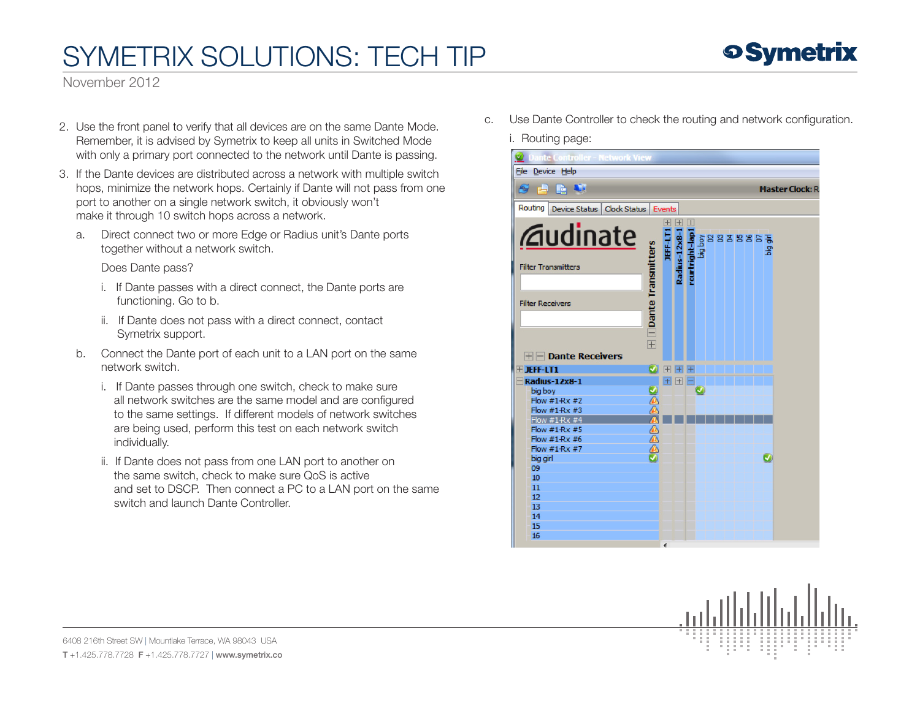2. Use the front panel to verify that all devices are on the same Dante Mode. Remember, it is advised by Symetrix to keep all units in Switched Mode with only a primary port connected to the network until Dante is passing.
3. If the Dante devices are distributed across a network with multiple switch hops, minimize the network hops. Certainly if Dante will not pass from one port to another on a single network switch, it obviously won't make it through 10 switch hops across a network.
   a. Direct connect two or more Edge or Radius unit's Dante ports together without a network switch.

      Does Dante pass?

      i. If Dante passes with a direct connect, the Dante ports are functioning. Go to b.

      ii. If Dante does not pass with a direct connect, contact Symetrix support.
   b. Connect the Dante port of each unit to a LAN port on the same network switch.

      i. If Dante passes through one switch, check to make sure all network switches are the same model and are configured to the same settings. If different models of network switches are being used, perform this test on each network switch individually.

      ii. If Dante does not pass from one LAN port to another on the same switch, check to make sure QoS is active and set to DSCP. Then connect a PC to a LAN port on the same switch and launch Dante Controller.
   c. Use Dante Controller to check the routing and network configuration.

      i. Routing page: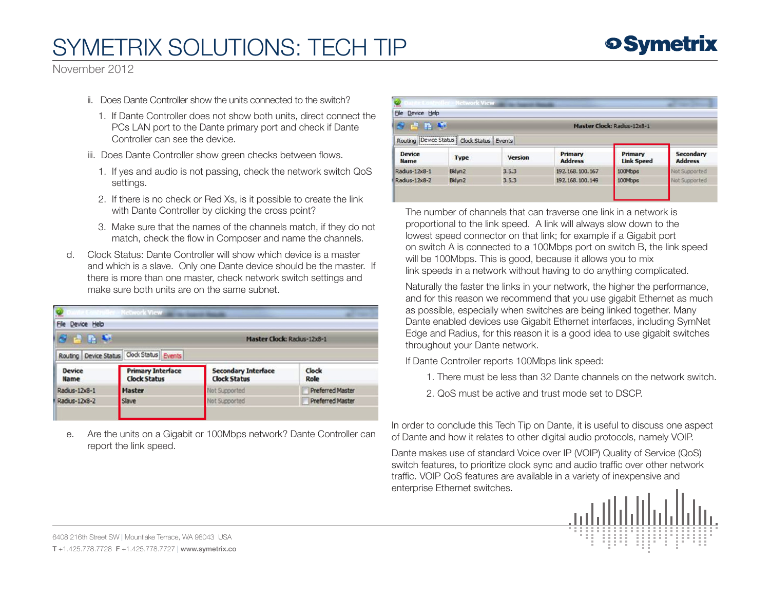ii. Does Dante Controller show the units connected to the switch?

1. If Dante Controller does not show both units, direct connect the PCs LAN port to the Dante primary port and check if Dante Controller can see the device.

iii. Does Dante Controller show green checks between flows.

1. If yes and audio is not passing, check the network switch QoS settings.
2. If there is no check or Red Xs, is it possible to create the link with Dante Controller by clicking the cross point?
3. Make sure that the names of the channels match, if they do not match, check the flow in Composer and name the channels.

d. Clock Status: Dante Controller will show which device is a master and which is a slave. Only one Dante device should be the master. If there is more than one master, check network switch settings and make sure both units are on the same subnet.

Master Clock: Radius-12x8-1

| Device Name | Primary Interface Clock Status | Secondary Interface Clock Status | Clock Role |
|---|---|---|---|
| Radius-12x8-1 | Master | Not Supported | Preferred Master |
| Radius-12x8-2 | Slave | Not Supported | Preferred Master |

e. Are the units on a Gigabit or 100Mbps network? Dante Controller can report the link speed.

Master Clock: Radius-12x8-1

| Device Name | Type | Version | Primary Address | Primary Link Speed | Secondary Address |
|---|---|---|---|---|---|
| Radius-12x8-1 | Bklyn2 | 3.5.3 | 192.168.100.167 | 100Mbps | Not Supported |
| Radius-12x8-2 | Bklyn2 | 3.5.3 | 192.168.100.149 | 100Mbps | Not Supported |

The number of channels that can traverse one link in a network is proportional to the link speed. A link will always slow down to the lowest speed connector on that link; for example if a Gigabit port on switch A is connected to a 100Mbps port on switch B, the link speed will be 100Mbps. This is good, because it allows you to mix link speeds in a network without having to do anything complicated.

Naturally the faster the links in your network, the higher the performance, and for this reason we recommend that you use gigabit Ethernet as much as possible, especially when switches are being linked together. Many Dante enabled devices use Gigabit Ethernet interfaces, including SymNet Edge and Radius, for this reason it is a good idea to use gigabit switches throughout your Dante network.

If Dante Controller reports 100Mbps link speed:

1. There must be less than 32 Dante channels on the network switch.
2. QoS must be active and trust mode set to DSCP.

In order to conclude this Tech Tip on Dante, it is useful to discuss one aspect of Dante and how it relates to other digital audio protocols, namely VOIP.

Dante makes use of standard Voice over IP (VOIP) Quality of Service (QoS) switch features, to prioritize clock sync and audio traffic over other network traffic. VOIP QoS features are available in a variety of inexpensive and enterprise Ethernet switches.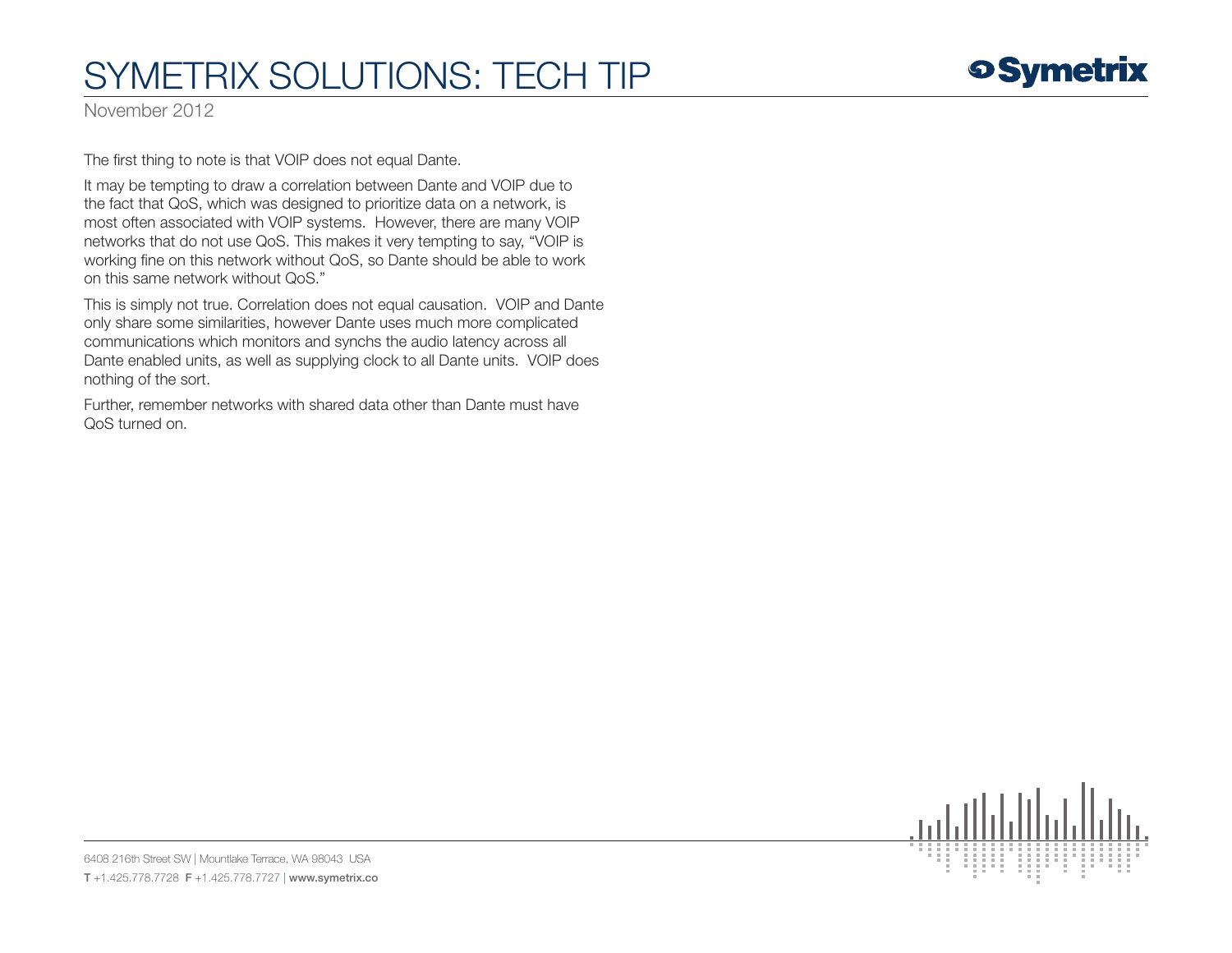The first thing to note is that VOIP does not equal Dante.

It may be tempting to draw a correlation between Dante and VOIP due to the fact that QoS, which was designed to prioritize data on a network, is most often associated with VOIP systems. However, there are many VOIP networks that do not use QoS. This makes it very tempting to say, "VOIP is working fine on this network without QoS, so Dante should be able to work on this same network without QoS."

This is simply not true. Correlation does not equal causation. VOIP and Dante only share some similarities, however Dante uses much more complicated communications which monitors and synchs the audio latency across all Dante enabled units, as well as supplying clock to all Dante units. VOIP does nothing of the sort.

Further, remember networks with shared data other than Dante must have QoS turned on.